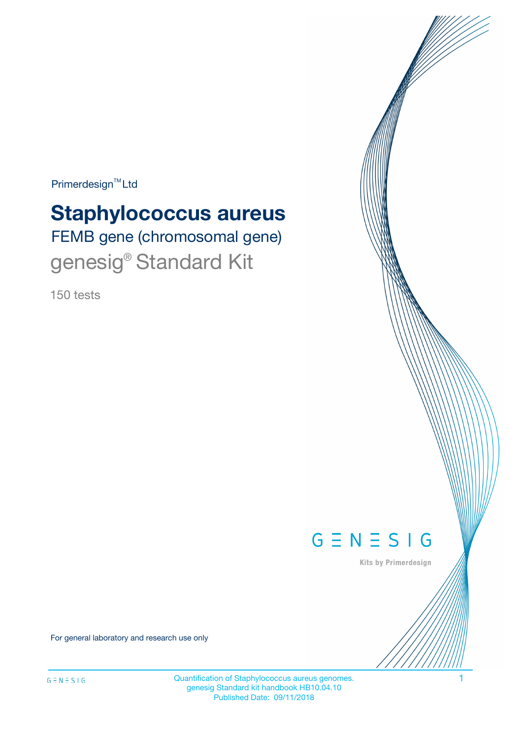Primerdesign™ Ltd

# Staphylococcus aureus

## FEMB gene (chromosomal gene)

## genesig® Standard Kit

150 tests

GENESIG

Kits by Primerdesign

For general laboratory and research use only

Quantification of Staphylococcus aureus genomes.
genesig Standard kit handbook HB10.04.10
Published Date: 09/11/2018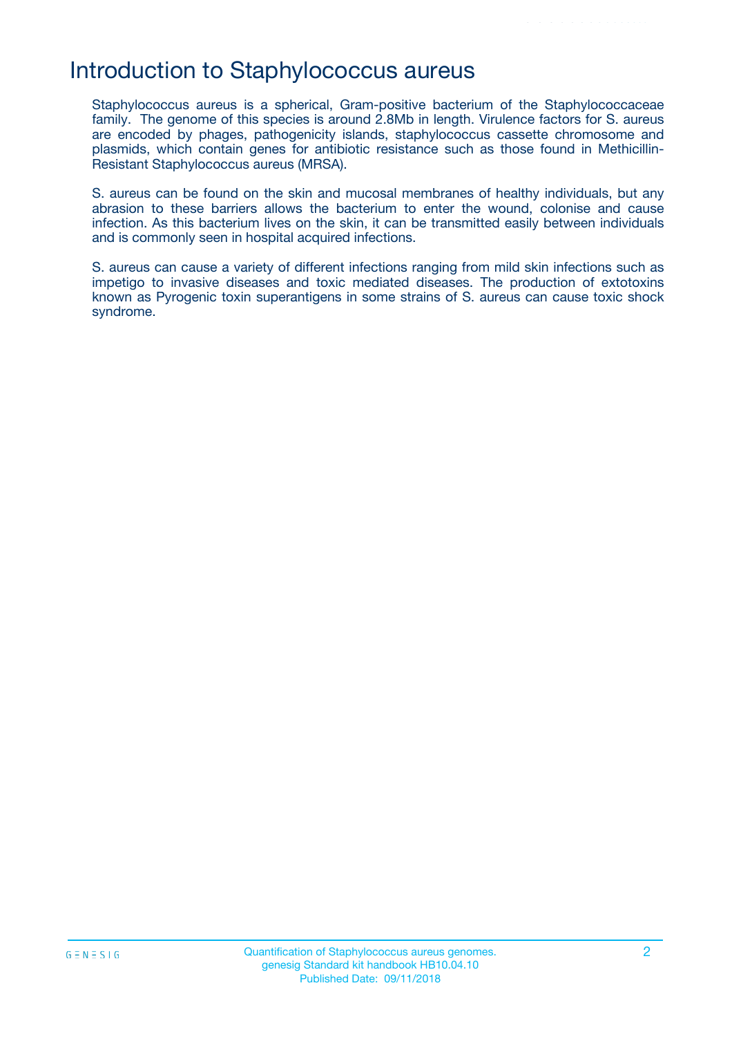# Introduction to Staphylococcus aureus

Staphylococcus aureus is a spherical, Gram-positive bacterium of the Staphylococcaceae family. The genome of this species is around 2.8Mb in length. Virulence factors for S. aureus are encoded by phages, pathogenicity islands, staphylococcus cassette chromosome and plasmids, which contain genes for antibiotic resistance such as those found in Methicillin-Resistant Staphylococcus aureus (MRSA).

S. aureus can be found on the skin and mucosal membranes of healthy individuals, but any abrasion to these barriers allows the bacterium to enter the wound, colonise and cause infection. As this bacterium lives on the skin, it can be transmitted easily between individuals and is commonly seen in hospital acquired infections.

S. aureus can cause a variety of different infections ranging from mild skin infections such as impetigo to invasive diseases and toxic mediated diseases. The production of extotoxins known as Pyrogenic toxin superantigens in some strains of S. aureus can cause toxic shock syndrome.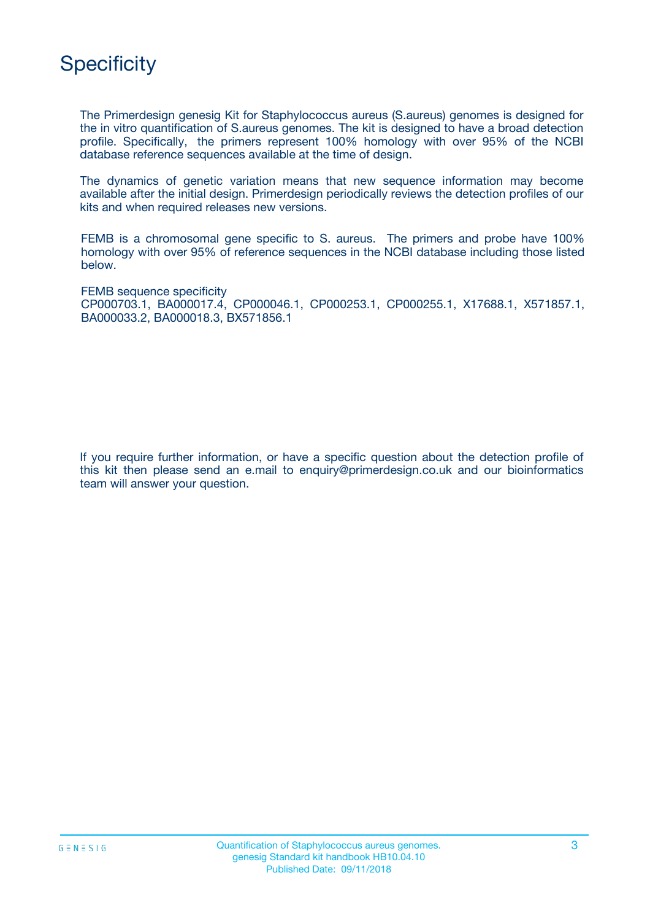# Specificity

The Primerdesign genesig Kit for Staphylococcus aureus (S.aureus) genomes is designed for the in vitro quantification of S.aureus genomes. The kit is designed to have a broad detection profile. Specifically, the primers represent 100% homology with over 95% of the NCBI database reference sequences available at the time of design.

The dynamics of genetic variation means that new sequence information may become available after the initial design. Primerdesign periodically reviews the detection profiles of our kits and when required releases new versions.

FEMB is a chromosomal gene specific to S. aureus. The primers and probe have 100% homology with over 95% of reference sequences in the NCBI database including those listed below.

FEMB sequence specificity
CP000703.1, BA000017.4, CP000046.1, CP000253.1, CP000255.1, X17688.1, X571857.1, BA000033.2, BA000018.3, BX571856.1

If you require further information, or have a specific question about the detection profile of this kit then please send an e.mail to enquiry@primerdesign.co.uk and our bioinformatics team will answer your question.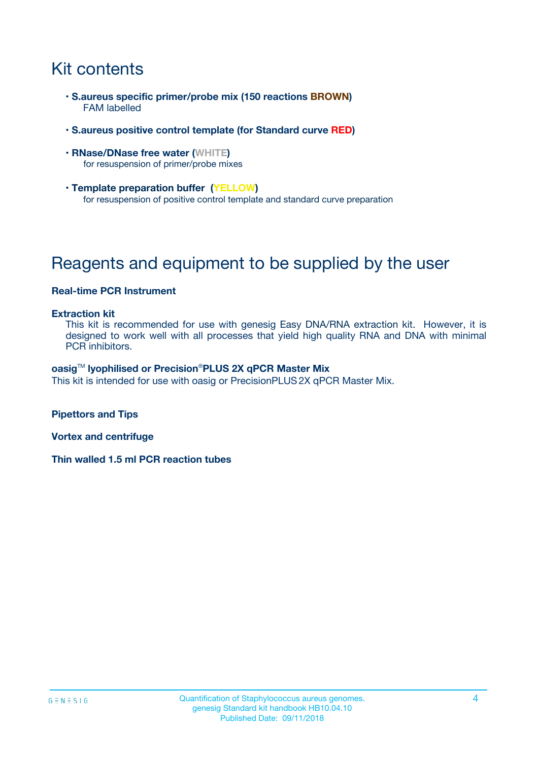# Kit contents

- **S.aureus specific primer/probe mix (150 reactions BROWN)**
  FAM labelled

- **S.aureus positive control template (for Standard curve RED)**

- **RNase/DNase free water (WHITE)**
  for resuspension of primer/probe mixes

- **Template preparation buffer (YELLOW)**
  for resuspension of positive control template and standard curve preparation

# Reagents and equipment to be supplied by the user

**Real-time PCR Instrument**

**Extraction kit**
This kit is recommended for use with genesig Easy DNA/RNA extraction kit. However, it is designed to work well with all processes that yield high quality RNA and DNA with minimal PCR inhibitors.

**oasig™ lyophilised or Precision®PLUS 2X qPCR Master Mix**
This kit is intended for use with oasig or PrecisionPLUS 2X qPCR Master Mix.

**Pipettors and Tips**

**Vortex and centrifuge**

**Thin walled 1.5 ml PCR reaction tubes**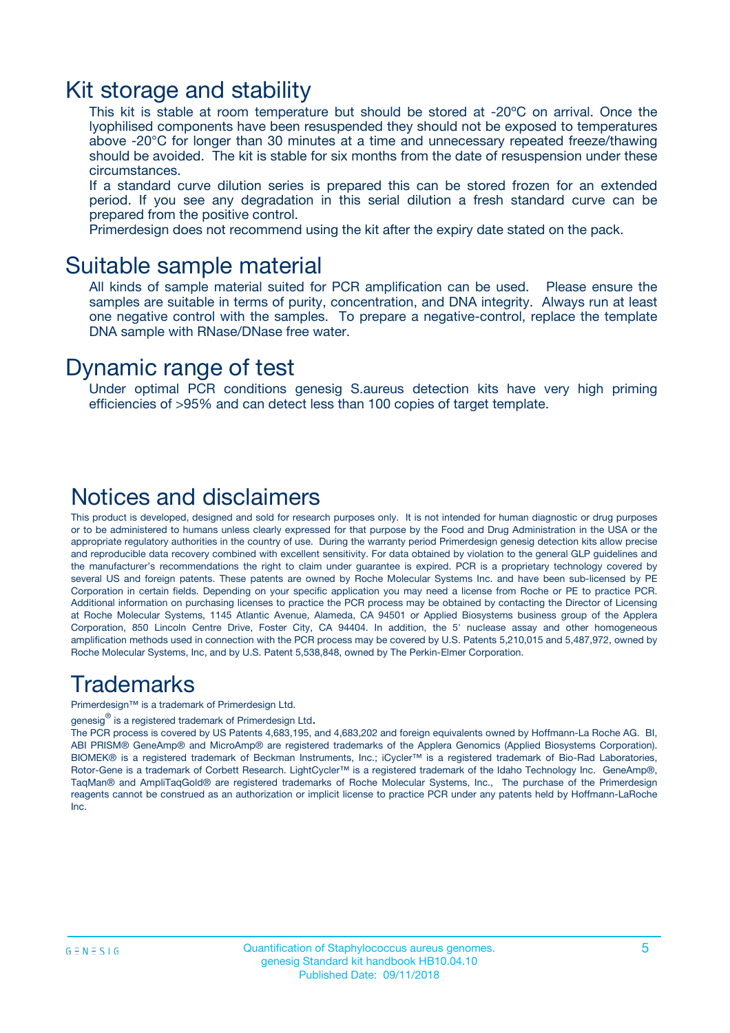## Kit storage and stability

This kit is stable at room temperature but should be stored at -20ºC on arrival. Once the lyophilised components have been resuspended they should not be exposed to temperatures above -20°C for longer than 30 minutes at a time and unnecessary repeated freeze/thawing should be avoided. The kit is stable for six months from the date of resuspension under these circumstances.

If a standard curve dilution series is prepared this can be stored frozen for an extended period. If you see any degradation in this serial dilution a fresh standard curve can be prepared from the positive control.

Primerdesign does not recommend using the kit after the expiry date stated on the pack.

## Suitable sample material

All kinds of sample material suited for PCR amplification can be used. Please ensure the samples are suitable in terms of purity, concentration, and DNA integrity. Always run at least one negative control with the samples. To prepare a negative-control, replace the template DNA sample with RNase/DNase free water.

## Dynamic range of test

Under optimal PCR conditions genesig S.aureus detection kits have very high priming efficiencies of >95% and can detect less than 100 copies of target template.

## Notices and disclaimers

This product is developed, designed and sold for research purposes only. It is not intended for human diagnostic or drug purposes or to be administered to humans unless clearly expressed for that purpose by the Food and Drug Administration in the USA or the appropriate regulatory authorities in the country of use. During the warranty period Primerdesign genesig detection kits allow precise and reproducible data recovery combined with excellent sensitivity. For data obtained by violation to the general GLP guidelines and the manufacturer's recommendations the right to claim under guarantee is expired. PCR is a proprietary technology covered by several US and foreign patents. These patents are owned by Roche Molecular Systems Inc. and have been sub-licensed by PE Corporation in certain fields. Depending on your specific application you may need a license from Roche or PE to practice PCR. Additional information on purchasing licenses to practice the PCR process may be obtained by contacting the Director of Licensing at Roche Molecular Systems, 1145 Atlantic Avenue, Alameda, CA 94501 or Applied Biosystems business group of the Applera Corporation, 850 Lincoln Centre Drive, Foster City, CA 94404. In addition, the 5' nuclease assay and other homogeneous amplification methods used in connection with the PCR process may be covered by U.S. Patents 5,210,015 and 5,487,972, owned by Roche Molecular Systems, Inc, and by U.S. Patent 5,538,848, owned by The Perkin-Elmer Corporation.

## Trademarks

Primerdesign™ is a trademark of Primerdesign Ltd.

genesig® is a registered trademark of Primerdesign Ltd.

The PCR process is covered by US Patents 4,683,195, and 4,683,202 and foreign equivalents owned by Hoffmann-La Roche AG. BI, ABI PRISM® GeneAmp® and MicroAmp® are registered trademarks of the Applera Genomics (Applied Biosystems Corporation). BIOMEK® is a registered trademark of Beckman Instruments, Inc.; iCycler™ is a registered trademark of Bio-Rad Laboratories, Rotor-Gene is a trademark of Corbett Research. LightCycler™ is a registered trademark of the Idaho Technology Inc. GeneAmp®, TaqMan® and AmpliTaqGold® are registered trademarks of Roche Molecular Systems, Inc., The purchase of the Primerdesign reagents cannot be construed as an authorization or implicit license to practice PCR under any patents held by Hoffmann-LaRoche Inc.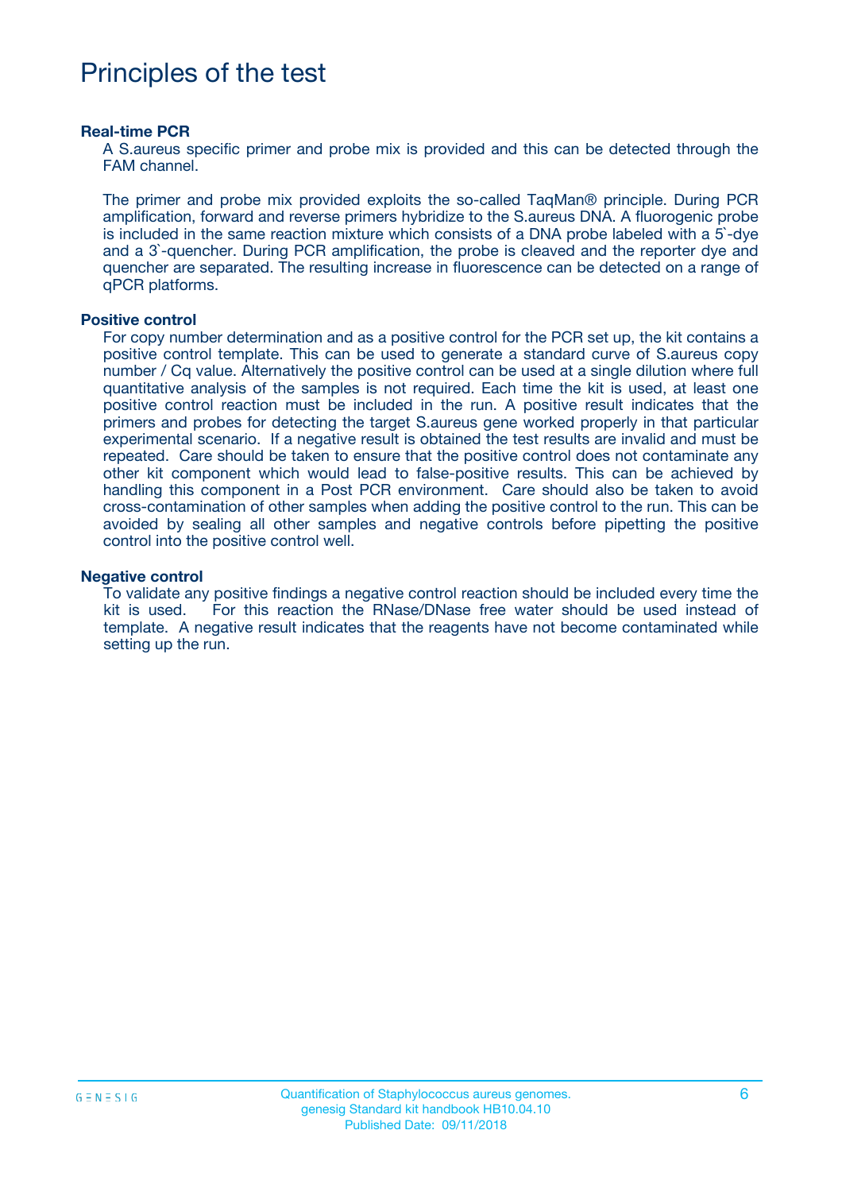# Principles of the test

### Real-time PCR

A S.aureus specific primer and probe mix is provided and this can be detected through the FAM channel.

The primer and probe mix provided exploits the so-called TaqMan® principle. During PCR amplification, forward and reverse primers hybridize to the S.aureus DNA. A fluorogenic probe is included in the same reaction mixture which consists of a DNA probe labeled with a 5`-dye and a 3`-quencher. During PCR amplification, the probe is cleaved and the reporter dye and quencher are separated. The resulting increase in fluorescence can be detected on a range of qPCR platforms.

### Positive control

For copy number determination and as a positive control for the PCR set up, the kit contains a positive control template. This can be used to generate a standard curve of S.aureus copy number / Cq value. Alternatively the positive control can be used at a single dilution where full quantitative analysis of the samples is not required. Each time the kit is used, at least one positive control reaction must be included in the run. A positive result indicates that the primers and probes for detecting the target S.aureus gene worked properly in that particular experimental scenario. If a negative result is obtained the test results are invalid and must be repeated. Care should be taken to ensure that the positive control does not contaminate any other kit component which would lead to false-positive results. This can be achieved by handling this component in a Post PCR environment. Care should also be taken to avoid cross-contamination of other samples when adding the positive control to the run. This can be avoided by sealing all other samples and negative controls before pipetting the positive control into the positive control well.

### Negative control

To validate any positive findings a negative control reaction should be included every time the kit is used. For this reaction the RNase/DNase free water should be used instead of template. A negative result indicates that the reagents have not become contaminated while setting up the run.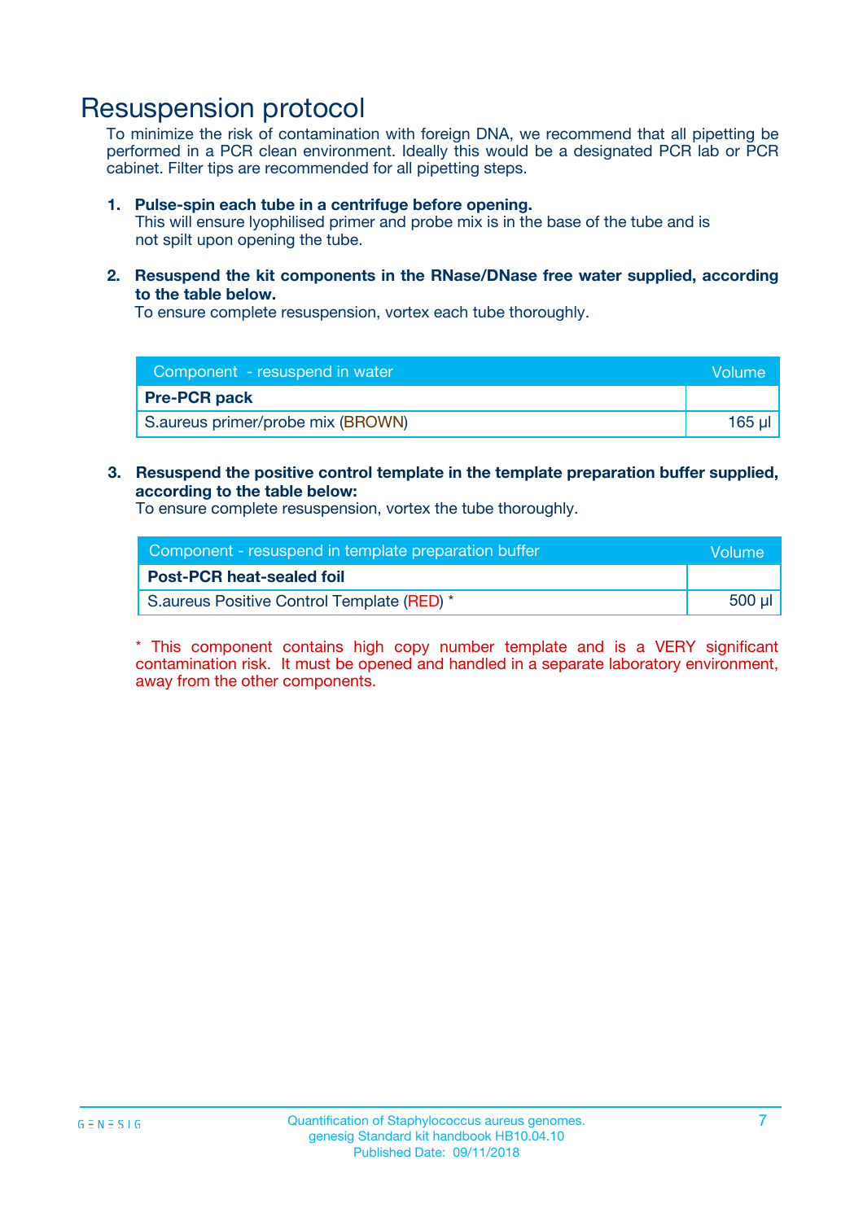# Resuspension protocol

To minimize the risk of contamination with foreign DNA, we recommend that all pipetting be performed in a PCR clean environment. Ideally this would be a designated PCR lab or PCR cabinet. Filter tips are recommended for all pipetting steps.

1. **Pulse-spin each tube in a centrifuge before opening.**
   This will ensure lyophilised primer and probe mix is in the base of the tube and is not spilt upon opening the tube.

2. **Resuspend the kit components in the RNase/DNase free water supplied, according to the table below.**
   To ensure complete resuspension, vortex each tube thoroughly.

| Component - resuspend in water | Volume |
|---|---|
| **Pre-PCR pack** | |
| S.aureus primer/probe mix (BROWN) | 165 µl |

3. **Resuspend the positive control template in the template preparation buffer supplied, according to the table below:**
   To ensure complete resuspension, vortex the tube thoroughly.

| Component - resuspend in template preparation buffer | Volume |
|---|---|
| **Post-PCR heat-sealed foil** | |
| S.aureus Positive Control Template (RED) * | 500 µl |

* This component contains high copy number template and is a VERY significant contamination risk. It must be opened and handled in a separate laboratory environment, away from the other components.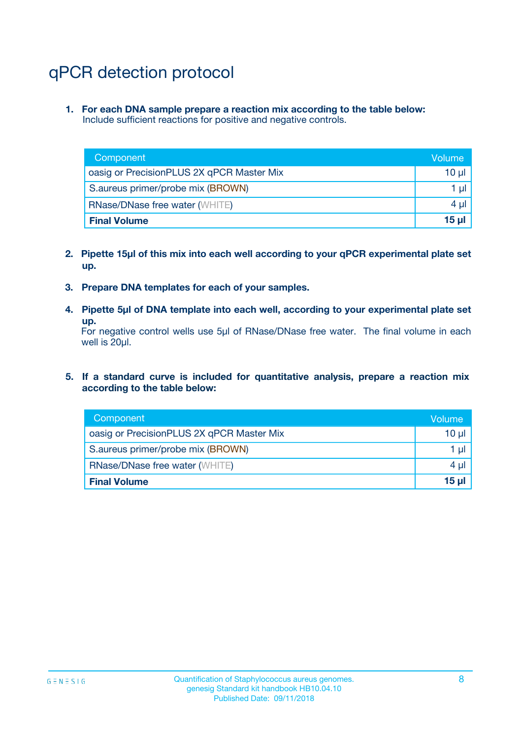# qPCR detection protocol

1. **For each DNA sample prepare a reaction mix according to the table below:**
   Include sufficient reactions for positive and negative controls.

| Component | Volume |
|---|---|
| oasig or PrecisionPLUS 2X qPCR Master Mix | 10 µl |
| S.aureus primer/probe mix (BROWN) | 1 µl |
| RNase/DNase free water (WHITE) | 4 µl |
| **Final Volume** | **15 µl** |

2. **Pipette 15µl of this mix into each well according to your qPCR experimental plate set up.**

3. **Prepare DNA templates for each of your samples.**

4. **Pipette 5µl of DNA template into each well, according to your experimental plate set up.**
   For negative control wells use 5µl of RNase/DNase free water. The final volume in each well is 20µl.

5. **If a standard curve is included for quantitative analysis, prepare a reaction mix according to the table below:**

| Component | Volume |
|---|---|
| oasig or PrecisionPLUS 2X qPCR Master Mix | 10 µl |
| S.aureus primer/probe mix (BROWN) | 1 µl |
| RNase/DNase free water (WHITE) | 4 µl |
| **Final Volume** | **15 µl** |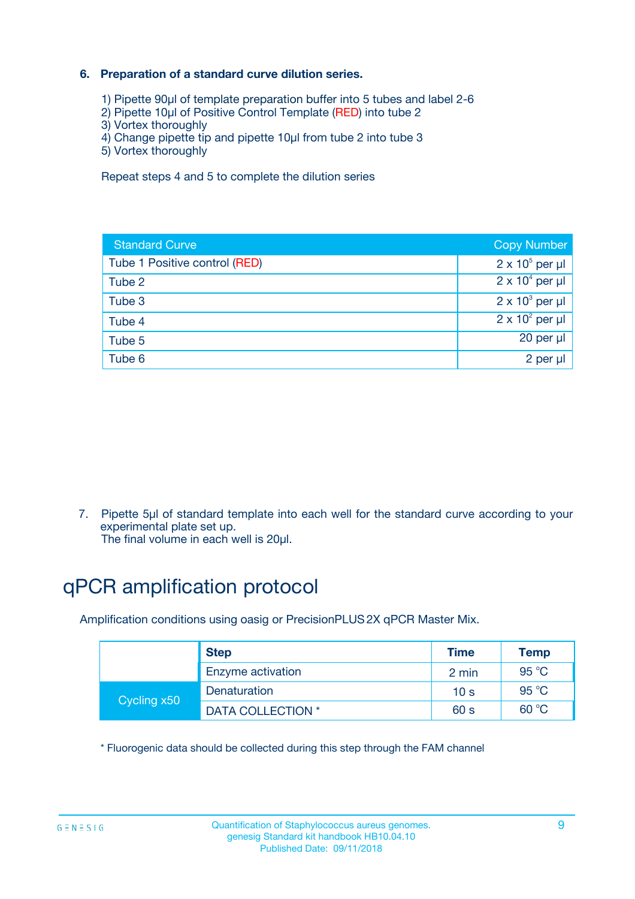### 6. Preparation of a standard curve dilution series.

1) Pipette 90µl of template preparation buffer into 5 tubes and label 2-6
2) Pipette 10µl of Positive Control Template (RED) into tube 2
3) Vortex thoroughly
4) Change pipette tip and pipette 10µl from tube 2 into tube 3
5) Vortex thoroughly

Repeat steps 4 and 5 to complete the dilution series

| Standard Curve | Copy Number |
|---|---|
| Tube 1 Positive control (RED) | $2 \times 10^5$ per µl |
| Tube 2 | $2 \times 10^4$ per µl |
| Tube 3 | $2 \times 10^3$ per µl |
| Tube 4 | $2 \times 10^2$ per µl |
| Tube 5 | 20 per µl |
| Tube 6 | 2 per µl |

7. Pipette 5µl of standard template into each well for the standard curve according to your experimental plate set up.
   The final volume in each well is 20µl.

# qPCR amplification protocol

Amplification conditions using oasig or PrecisionPLUS 2X qPCR Master Mix.

| | Step | Time | Temp |
|---|---|---|---|
| | Enzyme activation | 2 min | 95 °C |
| Cycling x50 | Denaturation | 10 s | 95 °C |
| | DATA COLLECTION * | 60 s | 60 °C |

* Fluorogenic data should be collected during this step through the FAM channel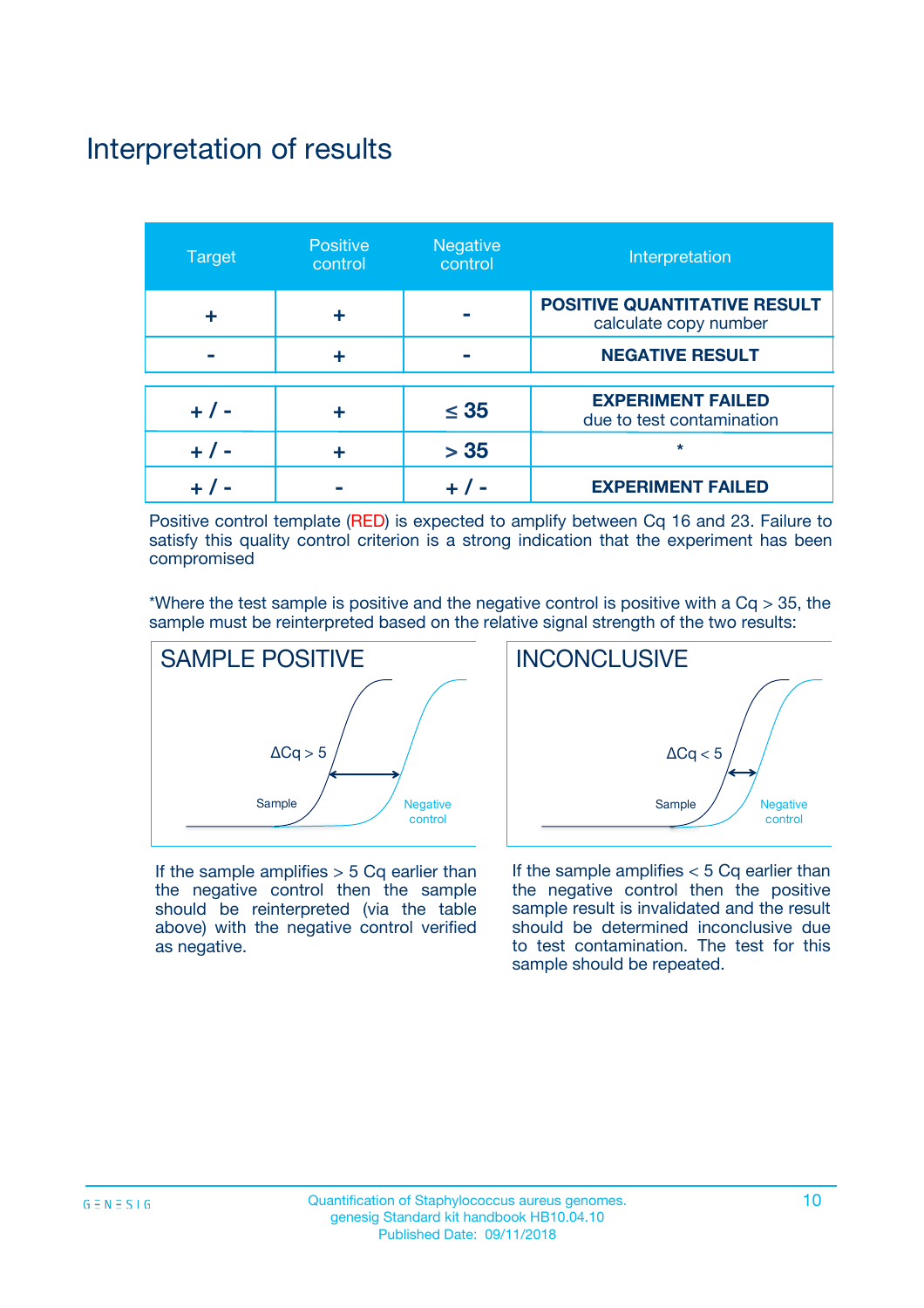# Interpretation of results

| Target | Positive control | Negative control | Interpretation |
|---|---|---|---|
| + | + | - | **POSITIVE QUANTITATIVE RESULT** calculate copy number |
| - | + | - | **NEGATIVE RESULT** |
| + / - | + | ≤ 35 | **EXPERIMENT FAILED** due to test contamination |
| + / - | + | > 35 | * |
| + / - | - | + / - | **EXPERIMENT FAILED** |

Positive control template (RED) is expected to amplify between Cq 16 and 23. Failure to satisfy this quality control criterion is a strong indication that the experiment has been compromised

*Where the test sample is positive and the negative control is positive with a Cq > 35, the sample must be reinterpreted based on the relative signal strength of the two results:

SAMPLE POSITIVE

ΔCq > 5

Sample

Negative control

If the sample amplifies > 5 Cq earlier than the negative control then the sample should be reinterpreted (via the table above) with the negative control verified as negative.

INCONCLUSIVE

ΔCq < 5

Sample

Negative control

If the sample amplifies < 5 Cq earlier than the negative control then the positive sample result is invalidated and the result should be determined inconclusive due to test contamination. The test for this sample should be repeated.